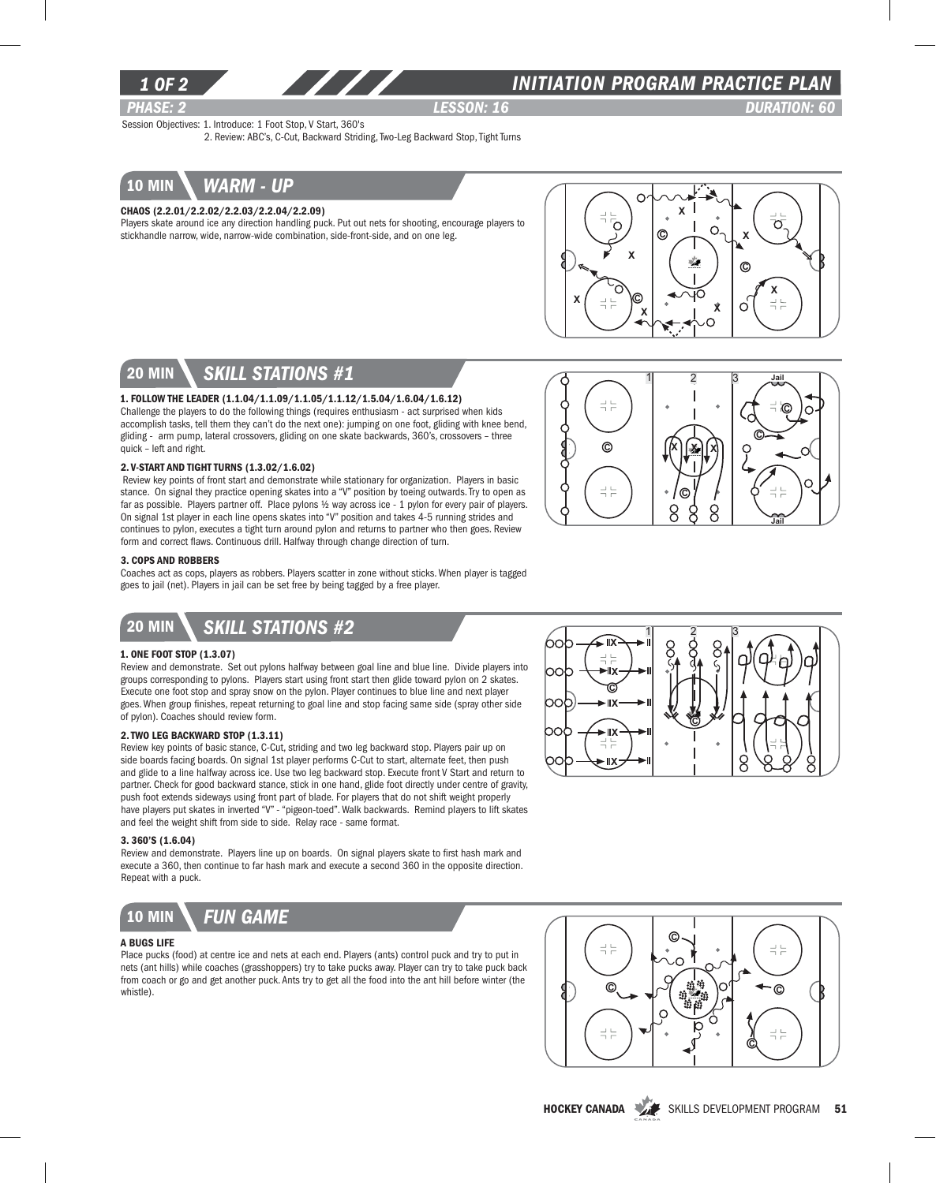# INITIATION PROGRAM PRACTICE PLAN

**PHASE: 2** | **LESSON: 16** | **DURATION: 60**

Session Objectives: 1. Introduce: 1 Foot Stop, V Start, 360's
2. Review: ABC's, C-Cut, Backward Striding, Two-Leg Backward Stop, Tight Turns

## 10 MIN — WARM - UP

**CHAOS (2.2.01/2.2.02/2.2.03/2.2.04/2.2.09)**

Players skate around ice any direction handling puck. Put out nets for shooting, encourage players to stickhandle narrow, wide, narrow-wide combination, side-front-side, and on one leg.

## 20 MIN — SKILL STATIONS #1

**1. FOLLOW THE LEADER (1.1.04/1.1.09/1.1.05/1.1.12/1.5.04/1.6.04/1.6.12)**

Challenge the players to do the following things (requires enthusiasm - act surprised when kids accomplish tasks, tell them they can't do the next one): jumping on one foot, gliding with knee bend, gliding - arm pump, lateral crossovers, gliding on one skate backwards, 360's, crossovers – three quick – left and right.

**2. V-START AND TIGHT TURNS (1.3.02/1.6.02)**

Review key points of front start and demonstrate while stationary for organization. Players in basic stance. On signal they practice opening skates into a "V" position by toeing outwards. Try to open as far as possible. Players partner off. Place pylons ½ way across ice - 1 pylon for every pair of players. On signal 1st player in each line opens skates into "V" position and takes 4-5 running strides and continues to pylon, executes a tight turn around pylon and returns to partner who then goes. Review form and correct flaws. Continuous drill. Halfway through change direction of turn.

**3. COPS AND ROBBERS**

Coaches act as cops, players as robbers. Players scatter in zone without sticks. When player is tagged goes to jail (net). Players in jail can be set free by being tagged by a free player.

## 20 MIN — SKILL STATIONS #2

**1. ONE FOOT STOP (1.3.07)**

Review and demonstrate. Set out pylons halfway between goal line and blue line. Divide players into groups corresponding to pylons. Players start using front start then glide toward pylon on 2 skates. Execute one foot stop and spray snow on the pylon. Player continues to blue line and next player goes. When group finishes, repeat returning to goal line and stop facing same side (spray other side of pylon). Coaches should review form.

**2. TWO LEG BACKWARD STOP (1.3.11)**

Review key points of basic stance, C-Cut, striding and two leg backward stop. Players pair up on side boards facing boards. On signal 1st player performs C-Cut to start, alternate feet, then push and glide to a line halfway across ice. Use two leg backward stop. Execute front V Start and return to partner. Check for good backward stance, stick in one hand, glide foot directly under centre of gravity, push foot extends sideways using front part of blade. For players that do not shift weight properly have players put skates in inverted "V" - "pigeon-toed". Walk backwards. Remind players to lift skates and feel the weight shift from side to side. Relay race - same format.

**3. 360'S (1.6.04)**

Review and demonstrate. Players line up on boards. On signal players skate to first hash mark and execute a 360, then continue to far hash mark and execute a second 360 in the opposite direction. Repeat with a puck.

## 10 MIN — FUN GAME

**A BUGS LIFE**

Place pucks (food) at centre ice and nets at each end. Players (ants) control puck and try to put in nets (ant hills) while coaches (grasshoppers) try to take pucks away. Player can try to take puck back from coach or go and get another puck. Ants try to get all the food into the ant hill before winter (the whistle).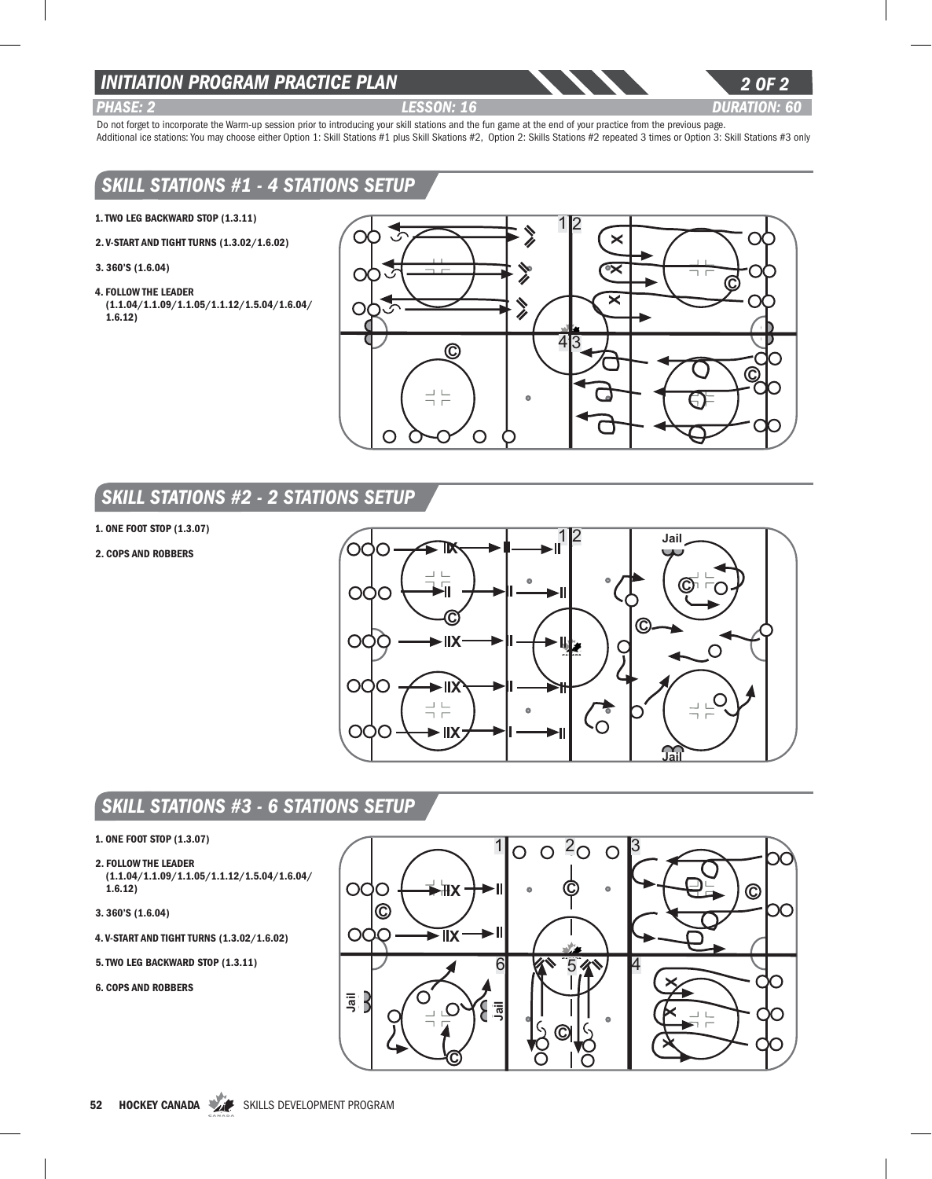# INITIATION PROGRAM PRACTICE PLAN

*PHASE: 2* | *LESSON: 16* | *DURATION: 60*

Do not forget to incorporate the Warm-up session prior to introducing your skill stations and the fun game at the end of your practice from the previous page.
Additional ice stations: You may choose either Option 1: Skill Stations #1 plus Skill Skations #2, Option 2: Skills Stations #2 repeated 3 times or Option 3: Skill Stations #3 only

## SKILL STATIONS #1 - 4 STATIONS SETUP

1. TWO LEG BACKWARD STOP (1.3.11)
2. V-START AND TIGHT TURNS (1.3.02/1.6.02)
3. 360'S (1.6.04)
4. FOLLOW THE LEADER (1.1.04/1.1.09/1.1.05/1.1.12/1.5.04/1.6.04/1.6.12)

## SKILL STATIONS #2 - 2 STATIONS SETUP

1. ONE FOOT STOP (1.3.07)
2. COPS AND ROBBERS

## SKILL STATIONS #3 - 6 STATIONS SETUP

1. ONE FOOT STOP (1.3.07)
2. FOLLOW THE LEADER (1.1.04/1.1.09/1.1.05/1.1.12/1.5.04/1.6.04/1.6.12)
3. 360'S (1.6.04)
4. V-START AND TIGHT TURNS (1.3.02/1.6.02)
5. TWO LEG BACKWARD STOP (1.3.11)
6. COPS AND ROBBERS